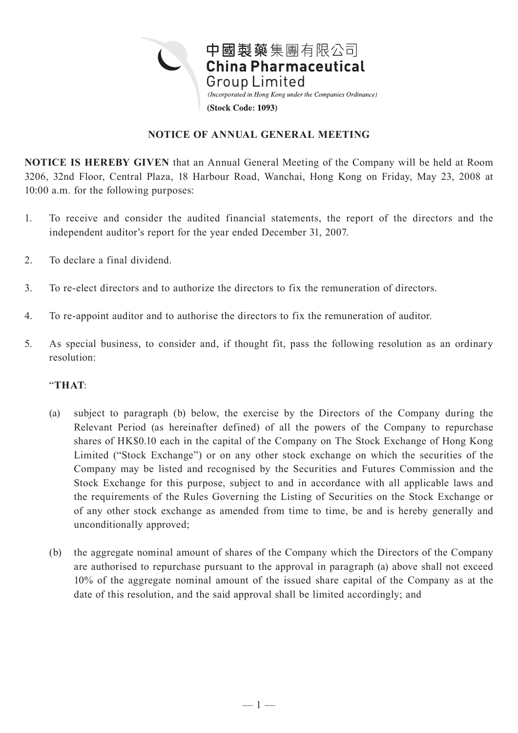中國製藥集團有限公司
**China Pharmaceutical Group Limited**

*(Incorporated in Hong Kong under the Companies Ordinance)*

**(Stock Code: 1093)**

## NOTICE OF ANNUAL GENERAL MEETING

**NOTICE IS HEREBY GIVEN** that an Annual General Meeting of the Company will be held at Room 3206, 32nd Floor, Central Plaza, 18 Harbour Road, Wanchai, Hong Kong on Friday, May 23, 2008 at 10:00 a.m. for the following purposes:

1. To receive and consider the audited financial statements, the report of the directors and the independent auditor's report for the year ended December 31, 2007.

2. To declare a final dividend.

3. To re-elect directors and to authorize the directors to fix the remuneration of directors.

4. To re-appoint auditor and to authorise the directors to fix the remuneration of auditor.

5. As special business, to consider and, if thought fit, pass the following resolution as an ordinary resolution:

   "**THAT**:

   (a) subject to paragraph (b) below, the exercise by the Directors of the Company during the Relevant Period (as hereinafter defined) of all the powers of the Company to repurchase shares of HK$0.10 each in the capital of the Company on The Stock Exchange of Hong Kong Limited ("Stock Exchange") or on any other stock exchange on which the securities of the Company may be listed and recognised by the Securities and Futures Commission and the Stock Exchange for this purpose, subject to and in accordance with all applicable laws and the requirements of the Rules Governing the Listing of Securities on the Stock Exchange or of any other stock exchange as amended from time to time, be and is hereby generally and unconditionally approved;

   (b) the aggregate nominal amount of shares of the Company which the Directors of the Company are authorised to repurchase pursuant to the approval in paragraph (a) above shall not exceed 10% of the aggregate nominal amount of the issued share capital of the Company as at the date of this resolution, and the said approval shall be limited accordingly; and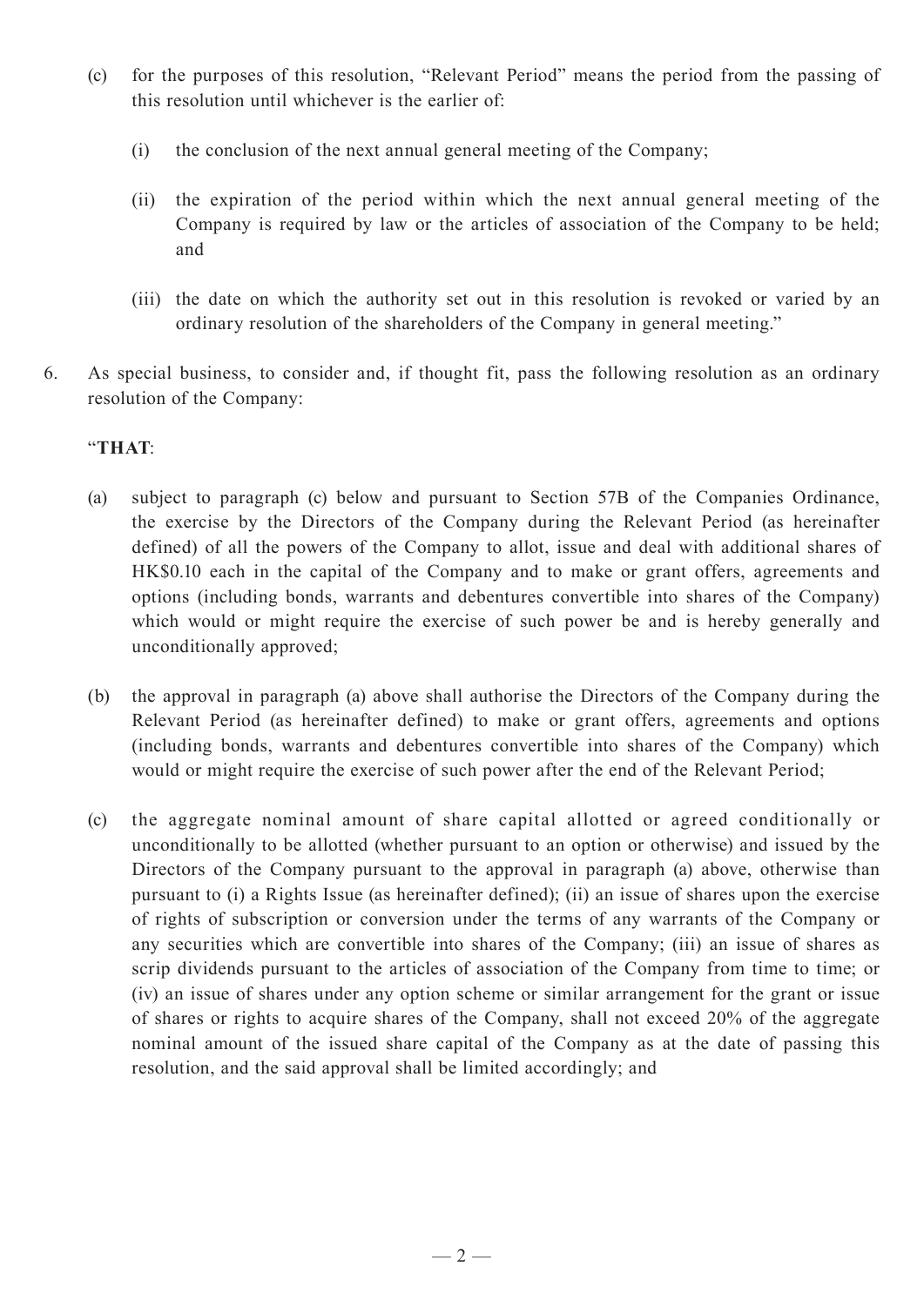(c) for the purposes of this resolution, "Relevant Period" means the period from the passing of this resolution until whichever is the earlier of:

   (i) the conclusion of the next annual general meeting of the Company;

   (ii) the expiration of the period within which the next annual general meeting of the Company is required by law or the articles of association of the Company to be held; and

   (iii) the date on which the authority set out in this resolution is revoked or varied by an ordinary resolution of the shareholders of the Company in general meeting."

6. As special business, to consider and, if thought fit, pass the following resolution as an ordinary resolution of the Company:

   "**THAT**:

   (a) subject to paragraph (c) below and pursuant to Section 57B of the Companies Ordinance, the exercise by the Directors of the Company during the Relevant Period (as hereinafter defined) of all the powers of the Company to allot, issue and deal with additional shares of HK$0.10 each in the capital of the Company and to make or grant offers, agreements and options (including bonds, warrants and debentures convertible into shares of the Company) which would or might require the exercise of such power be and is hereby generally and unconditionally approved;

   (b) the approval in paragraph (a) above shall authorise the Directors of the Company during the Relevant Period (as hereinafter defined) to make or grant offers, agreements and options (including bonds, warrants and debentures convertible into shares of the Company) which would or might require the exercise of such power after the end of the Relevant Period;

   (c) the aggregate nominal amount of share capital allotted or agreed conditionally or unconditionally to be allotted (whether pursuant to an option or otherwise) and issued by the Directors of the Company pursuant to the approval in paragraph (a) above, otherwise than pursuant to (i) a Rights Issue (as hereinafter defined); (ii) an issue of shares upon the exercise of rights of subscription or conversion under the terms of any warrants of the Company or any securities which are convertible into shares of the Company; (iii) an issue of shares as scrip dividends pursuant to the articles of association of the Company from time to time; or (iv) an issue of shares under any option scheme or similar arrangement for the grant or issue of shares or rights to acquire shares of the Company, shall not exceed 20% of the aggregate nominal amount of the issued share capital of the Company as at the date of passing this resolution, and the said approval shall be limited accordingly; and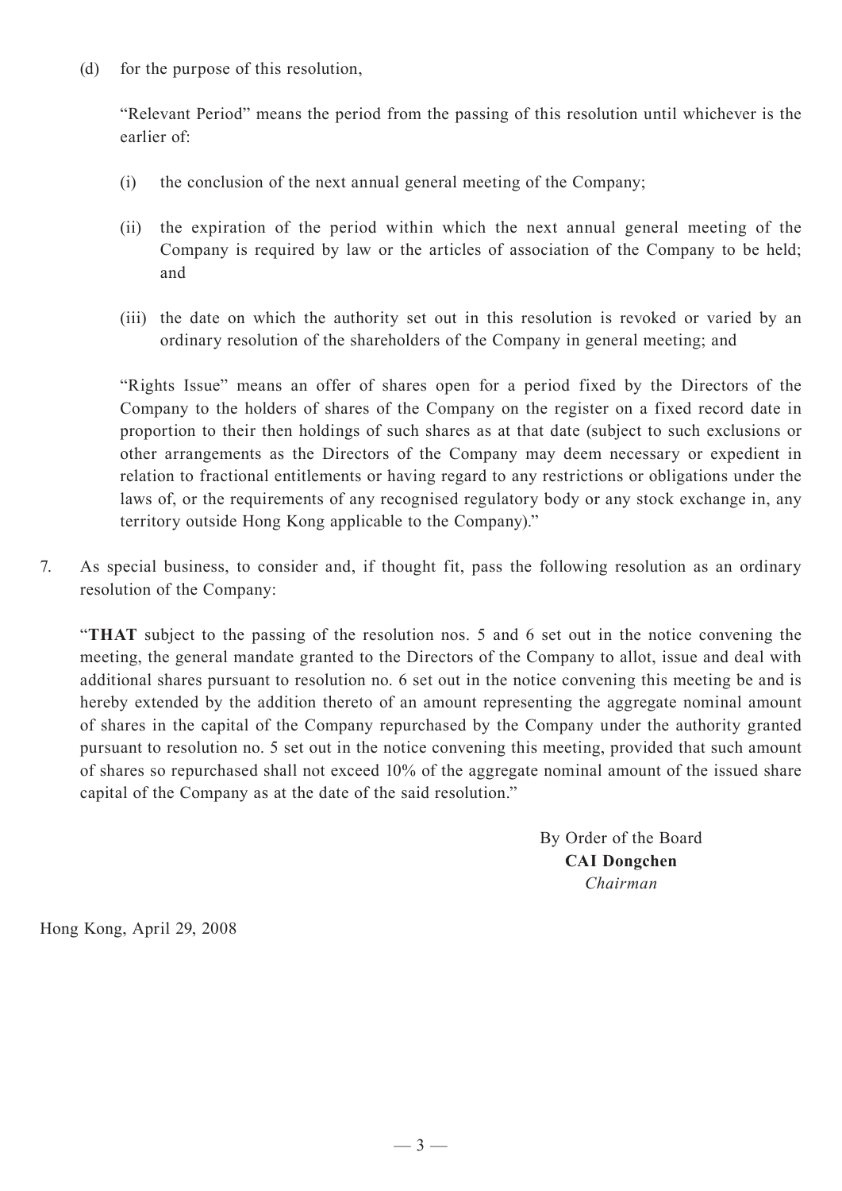(d) for the purpose of this resolution,

"Relevant Period" means the period from the passing of this resolution until whichever is the earlier of:

(i) the conclusion of the next annual general meeting of the Company;

(ii) the expiration of the period within which the next annual general meeting of the Company is required by law or the articles of association of the Company to be held; and

(iii) the date on which the authority set out in this resolution is revoked or varied by an ordinary resolution of the shareholders of the Company in general meeting; and

"Rights Issue" means an offer of shares open for a period fixed by the Directors of the Company to the holders of shares of the Company on the register on a fixed record date in proportion to their then holdings of such shares as at that date (subject to such exclusions or other arrangements as the Directors of the Company may deem necessary or expedient in relation to fractional entitlements or having regard to any restrictions or obligations under the laws of, or the requirements of any recognised regulatory body or any stock exchange in, any territory outside Hong Kong applicable to the Company)."

7. As special business, to consider and, if thought fit, pass the following resolution as an ordinary resolution of the Company:

"**THAT** subject to the passing of the resolution nos. 5 and 6 set out in the notice convening the meeting, the general mandate granted to the Directors of the Company to allot, issue and deal with additional shares pursuant to resolution no. 6 set out in the notice convening this meeting be and is hereby extended by the addition thereto of an amount representing the aggregate nominal amount of shares in the capital of the Company repurchased by the Company under the authority granted pursuant to resolution no. 5 set out in the notice convening this meeting, provided that such amount of shares so repurchased shall not exceed 10% of the aggregate nominal amount of the issued share capital of the Company as at the date of the said resolution."

By Order of the Board
**CAI Dongchen**
*Chairman*

Hong Kong, April 29, 2008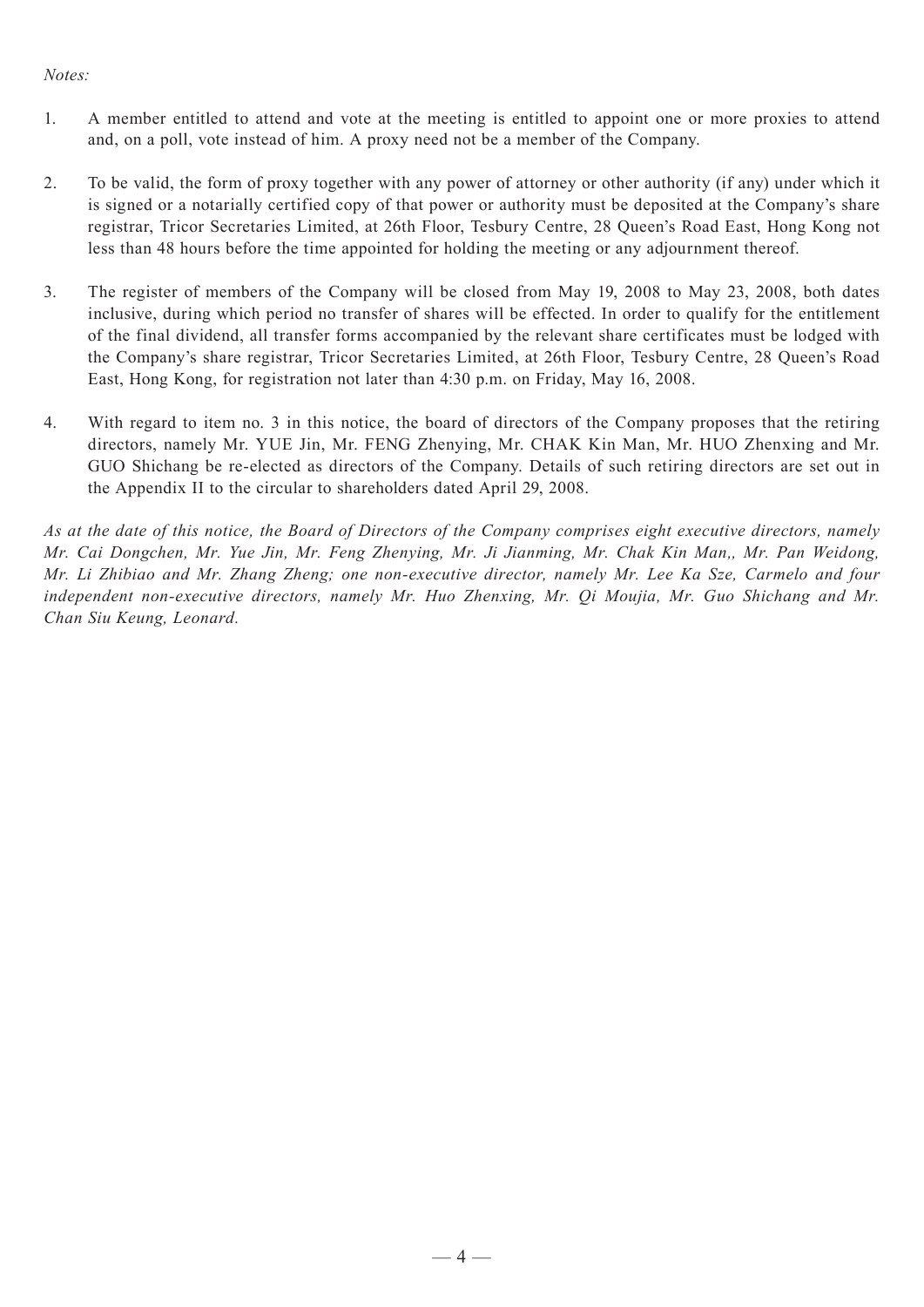*Notes:*

1. A member entitled to attend and vote at the meeting is entitled to appoint one or more proxies to attend and, on a poll, vote instead of him. A proxy need not be a member of the Company.

2. To be valid, the form of proxy together with any power of attorney or other authority (if any) under which it is signed or a notarially certified copy of that power or authority must be deposited at the Company's share registrar, Tricor Secretaries Limited, at 26th Floor, Tesbury Centre, 28 Queen's Road East, Hong Kong not less than 48 hours before the time appointed for holding the meeting or any adjournment thereof.

3. The register of members of the Company will be closed from May 19, 2008 to May 23, 2008, both dates inclusive, during which period no transfer of shares will be effected. In order to qualify for the entitlement of the final dividend, all transfer forms accompanied by the relevant share certificates must be lodged with the Company's share registrar, Tricor Secretaries Limited, at 26th Floor, Tesbury Centre, 28 Queen's Road East, Hong Kong, for registration not later than 4:30 p.m. on Friday, May 16, 2008.

4. With regard to item no. 3 in this notice, the board of directors of the Company proposes that the retiring directors, namely Mr. YUE Jin, Mr. FENG Zhenying, Mr. CHAK Kin Man, Mr. HUO Zhenxing and Mr. GUO Shichang be re-elected as directors of the Company. Details of such retiring directors are set out in the Appendix II to the circular to shareholders dated April 29, 2008.

*As at the date of this notice, the Board of Directors of the Company comprises eight executive directors, namely Mr. Cai Dongchen, Mr. Yue Jin, Mr. Feng Zhenying, Mr. Ji Jianming, Mr. Chak Kin Man,, Mr. Pan Weidong, Mr. Li Zhibiao and Mr. Zhang Zheng; one non-executive director, namely Mr. Lee Ka Sze, Carmelo and four independent non-executive directors, namely Mr. Huo Zhenxing, Mr. Qi Moujia, Mr. Guo Shichang and Mr. Chan Siu Keung, Leonard.*